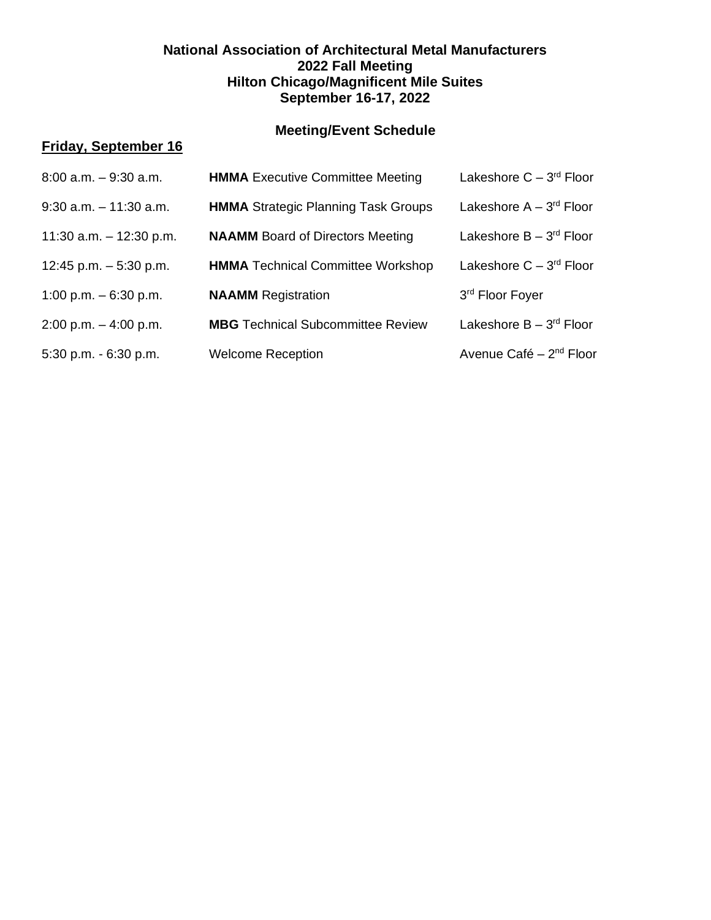**National Association of Architectural Metal Manufacturers**
**2022 Fall Meeting**
**Hilton Chicago/Magnificent Mile Suites**
**September 16-17, 2022**

## Meeting/Event Schedule

**Friday, September 16**

| | | |
|---|---|---|
| 8:00 a.m. – 9:30 a.m. | **HMMA** Executive Committee Meeting | Lakeshore C – 3rd Floor |
| 9:30 a.m. – 11:30 a.m. | **HMMA** Strategic Planning Task Groups | Lakeshore A – 3rd Floor |
| 11:30 a.m. – 12:30 p.m. | **NAAMM** Board of Directors Meeting | Lakeshore B – 3rd Floor |
| 12:45 p.m. – 5:30 p.m. | **HMMA** Technical Committee Workshop | Lakeshore C – 3rd Floor |
| 1:00 p.m. – 6:30 p.m. | **NAAMM** Registration | 3rd Floor Foyer |
| 2:00 p.m. – 4:00 p.m. | **MBG** Technical Subcommittee Review | Lakeshore B – 3rd Floor |
| 5:30 p.m. - 6:30 p.m. | Welcome Reception | Avenue Café – 2nd Floor |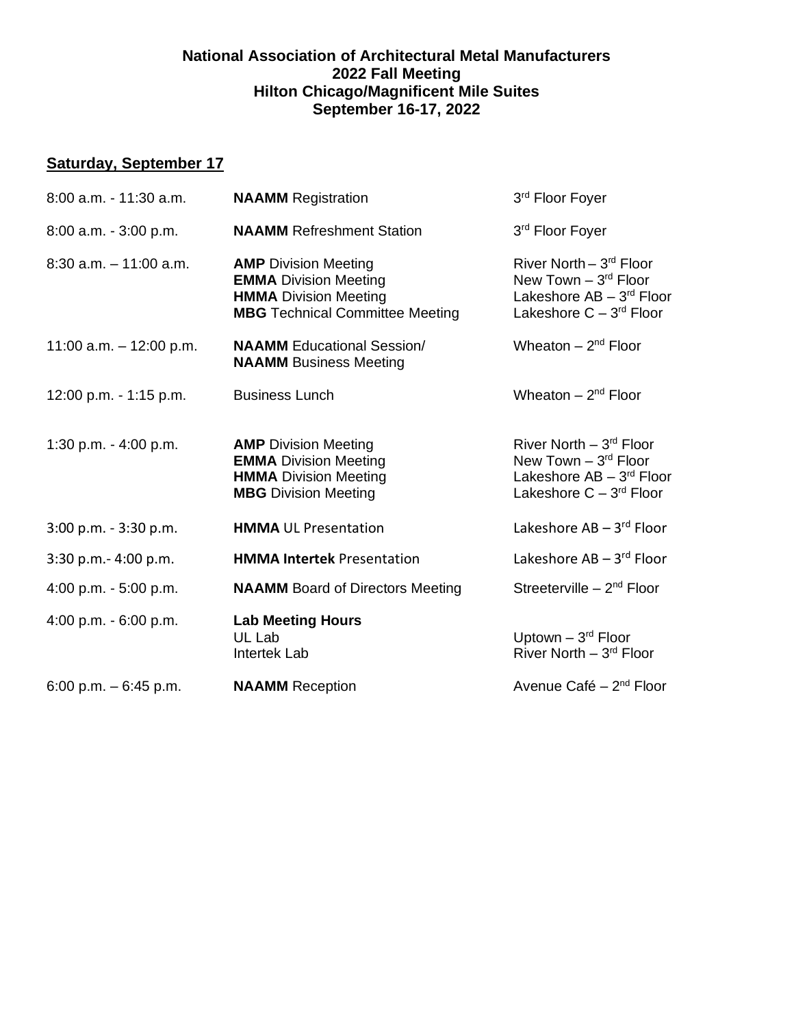**National Association of Architectural Metal Manufacturers**
**2022 Fall Meeting**
**Hilton Chicago/Magnificent Mile Suites**
**September 16-17, 2022**

## Saturday, September 17

| | | |
|---|---|---|
| 8:00 a.m. - 11:30 a.m. | **NAAMM** Registration | 3rd Floor Foyer |
| 8:00 a.m. - 3:00 p.m. | **NAAMM** Refreshment Station | 3rd Floor Foyer |
| 8:30 a.m. – 11:00 a.m. | **AMP** Division Meeting<br>**EMMA** Division Meeting<br>**HMMA** Division Meeting<br>**MBG** Technical Committee Meeting | River North – 3rd Floor<br>New Town – 3rd Floor<br>Lakeshore AB – 3rd Floor<br>Lakeshore C – 3rd Floor |
| 11:00 a.m. – 12:00 p.m. | **NAAMM** Educational Session/<br>**NAAMM** Business Meeting | Wheaton – 2nd Floor |
| 12:00 p.m. - 1:15 p.m. | Business Lunch | Wheaton – 2nd Floor |
| 1:30 p.m. - 4:00 p.m. | **AMP** Division Meeting<br>**EMMA** Division Meeting<br>**HMMA** Division Meeting<br>**MBG** Division Meeting | River North – 3rd Floor<br>New Town – 3rd Floor<br>Lakeshore AB – 3rd Floor<br>Lakeshore C – 3rd Floor |
| 3:00 p.m. - 3:30 p.m. | **HMMA** UL Presentation | Lakeshore AB – 3rd Floor |
| 3:30 p.m.- 4:00 p.m. | **HMMA Intertek** Presentation | Lakeshore AB – 3rd Floor |
| 4:00 p.m. - 5:00 p.m. | **NAAMM** Board of Directors Meeting | Streeterville – 2nd Floor |
| 4:00 p.m. - 6:00 p.m. | **Lab Meeting Hours**<br>UL Lab<br>Intertek Lab | <br>Uptown – 3rd Floor<br>River North – 3rd Floor |
| 6:00 p.m. – 6:45 p.m. | **NAAMM** Reception | Avenue Café – 2nd Floor |